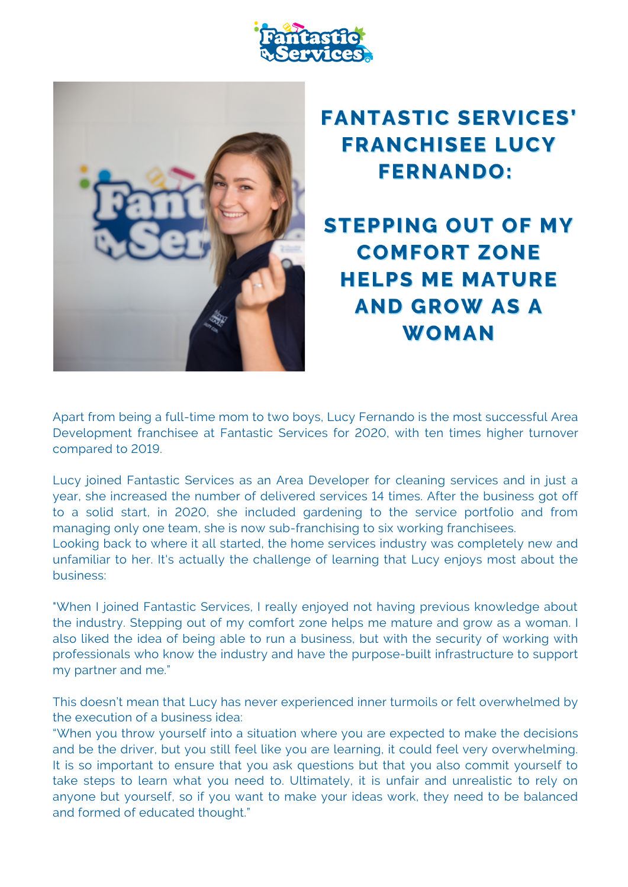# FANTASTIC SERVICES' FRANCHISEE LUCY FERNANDO:

## STEPPING OUT OF MY COMFORT ZONE HELPS ME MATURE AND GROW AS A WOMAN

Apart from being a full-time mom to two boys, Lucy Fernando is the most successful Area Development franchisee at Fantastic Services for 2020, with ten times higher turnover compared to 2019.

Lucy joined Fantastic Services as an Area Developer for cleaning services and in just a year, she increased the number of delivered services 14 times. After the business got off to a solid start, in 2020, she included gardening to the service portfolio and from managing only one team, she is now sub-franchising to six working franchisees.
Looking back to where it all started, the home services industry was completely new and unfamiliar to her. It's actually the challenge of learning that Lucy enjoys most about the business:

"When I joined Fantastic Services, I really enjoyed not having previous knowledge about the industry. Stepping out of my comfort zone helps me mature and grow as a woman. I also liked the idea of being able to run a business, but with the security of working with professionals who know the industry and have the purpose-built infrastructure to support my partner and me."

This doesn't mean that Lucy has never experienced inner turmoils or felt overwhelmed by the execution of a business idea:
"When you throw yourself into a situation where you are expected to make the decisions and be the driver, but you still feel like you are learning, it could feel very overwhelming. It is so important to ensure that you ask questions but that you also commit yourself to take steps to learn what you need to. Ultimately, it is unfair and unrealistic to rely on anyone but yourself, so if you want to make your ideas work, they need to be balanced and formed of educated thought."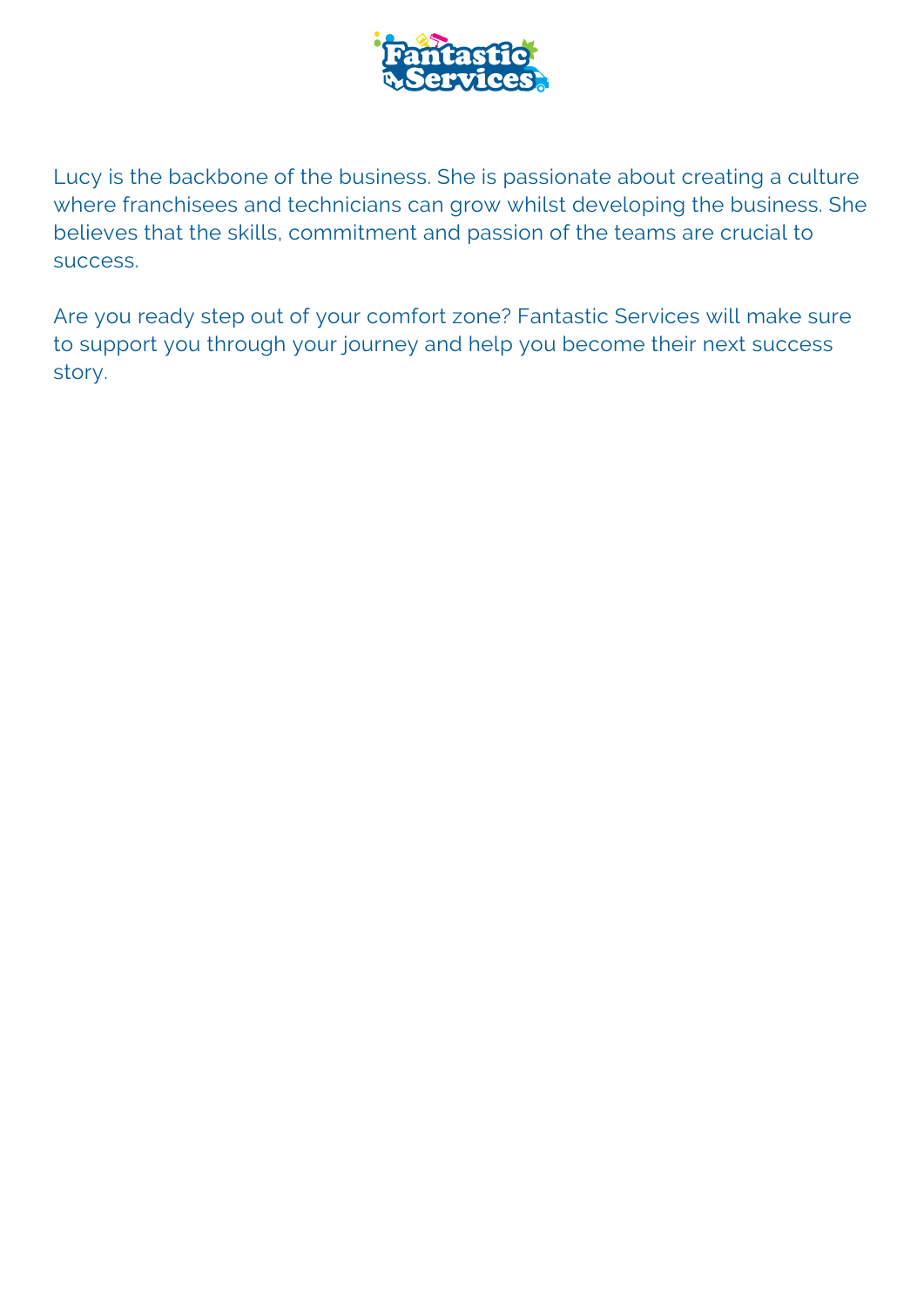Lucy is the backbone of the business. She is passionate about creating a culture where franchisees and technicians can grow whilst developing the business. She believes that the skills, commitment and passion of the teams are crucial to success.

Are you ready step out of your comfort zone? Fantastic Services will make sure to support you through your journey and help you become their next success story.